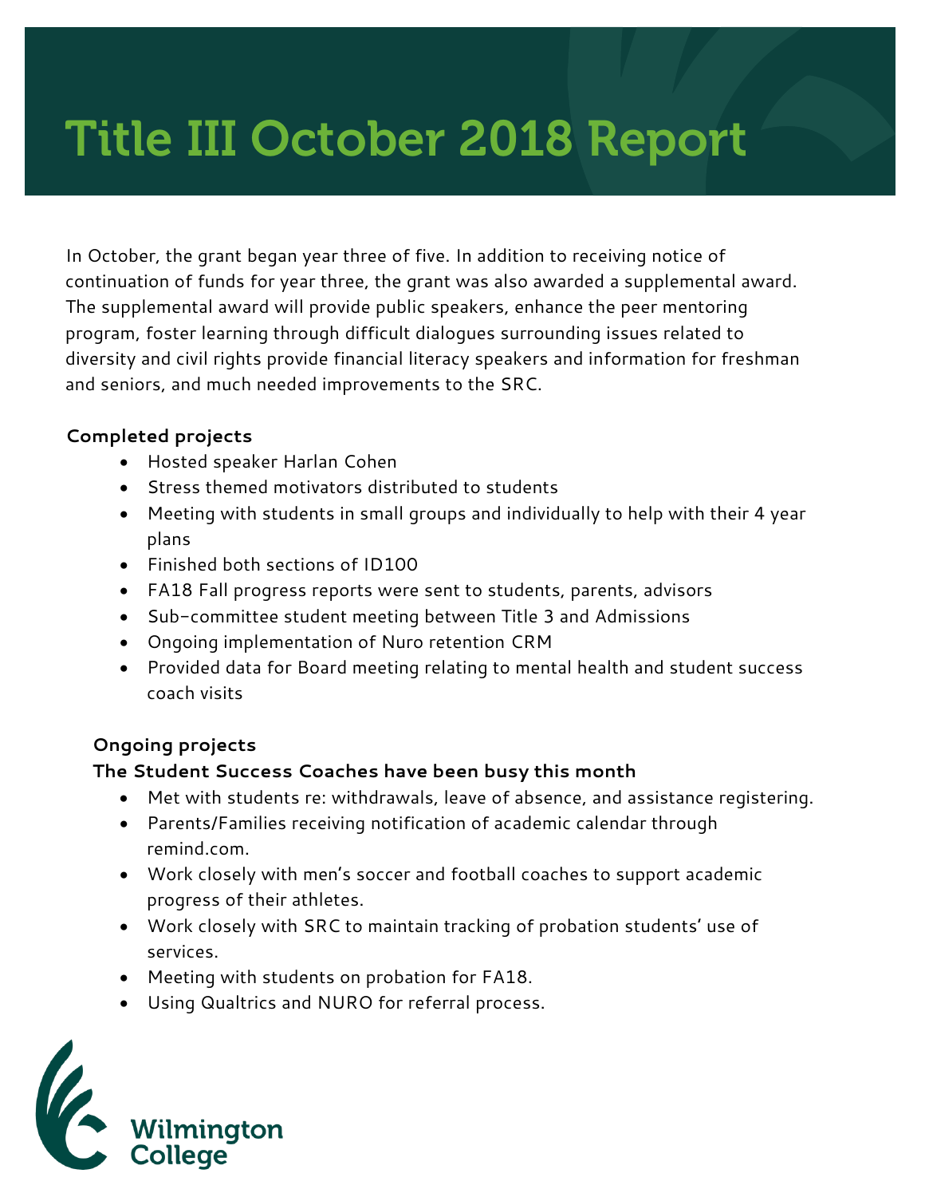# Title III October 2018 Report

In October, the grant began year three of five. In addition to receiving notice of continuation of funds for year three, the grant was also awarded a supplemental award. The supplemental award will provide public speakers, enhance the peer mentoring program, foster learning through difficult dialogues surrounding issues related to diversity and civil rights provide financial literacy speakers and information for freshman and seniors, and much needed improvements to the SRC.

**Completed projects**

- Hosted speaker Harlan Cohen
- Stress themed motivators distributed to students
- Meeting with students in small groups and individually to help with their 4 year plans
- Finished both sections of ID100
- FA18 Fall progress reports were sent to students, parents, advisors
- Sub-committee student meeting between Title 3 and Admissions
- Ongoing implementation of Nuro retention CRM
- Provided data for Board meeting relating to mental health and student success coach visits

**Ongoing projects**

**The Student Success Coaches have been busy this month**

- Met with students re: withdrawals, leave of absence, and assistance registering.
- Parents/Families receiving notification of academic calendar through remind.com.
- Work closely with men's soccer and football coaches to support academic progress of their athletes.
- Work closely with SRC to maintain tracking of probation students' use of services.
- Meeting with students on probation for FA18.
- Using Qualtrics and NURO for referral process.

Wilmington College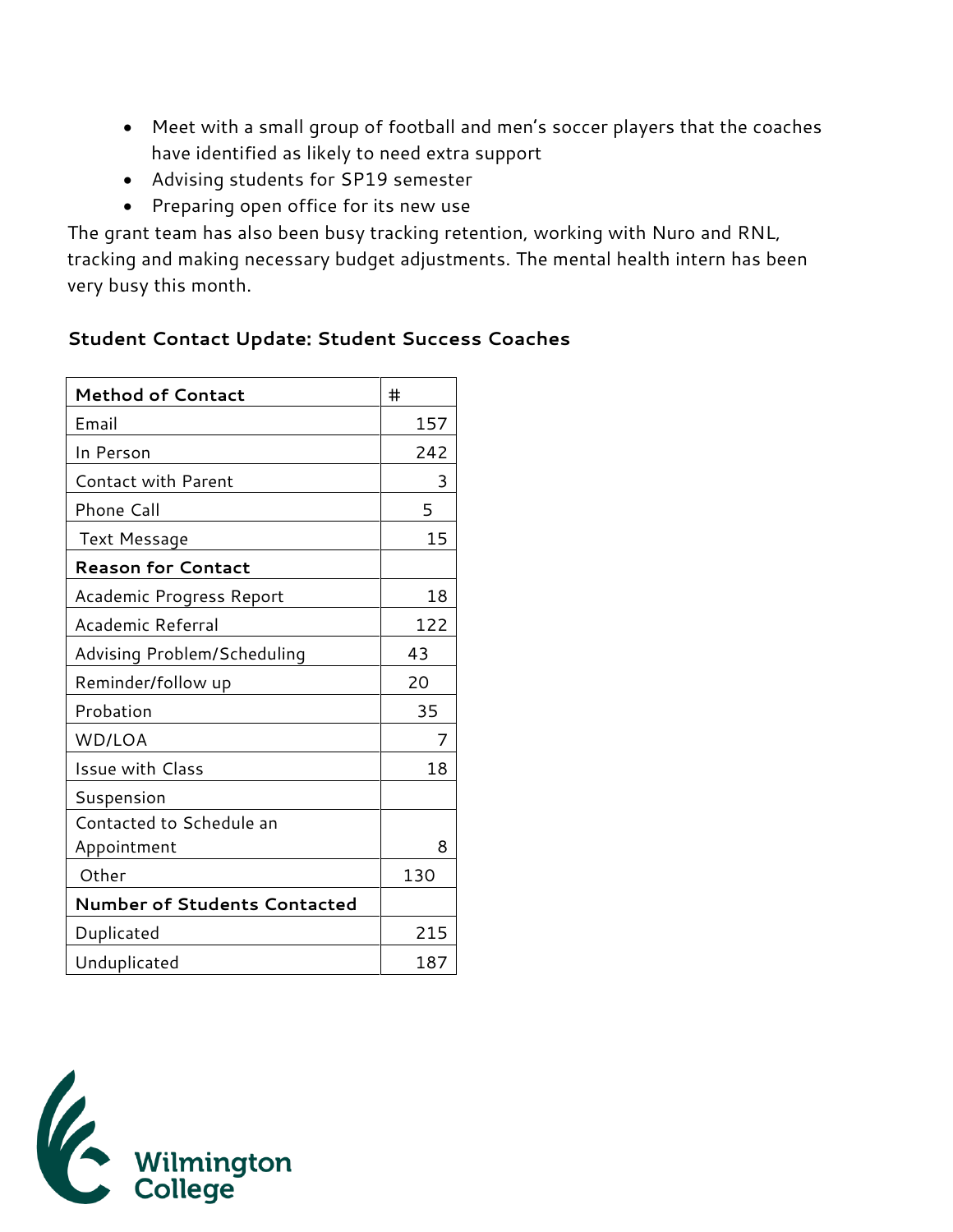- Meet with a small group of football and men's soccer players that the coaches have identified as likely to need extra support
- Advising students for SP19 semester
- Preparing open office for its new use

The grant team has also been busy tracking retention, working with Nuro and RNL, tracking and making necessary budget adjustments. The mental health intern has been very busy this month.

### Student Contact Update: Student Success Coaches

| **Method of Contact** | # |
|---|---|
| Email | 157 |
| In Person | 242 |
| Contact with Parent | 3 |
| Phone Call | 5 |
| Text Message | 15 |
| **Reason for Contact** | |
| Academic Progress Report | 18 |
| Academic Referral | 122 |
| Advising Problem/Scheduling | 43 |
| Reminder/follow up | 20 |
| Probation | 35 |
| WD/LOA | 7 |
| Issue with Class | 18 |
| Suspension | |
| Contacted to Schedule an Appointment | 8 |
| Other | 130 |
| **Number of Students Contacted** | |
| Duplicated | 215 |
| Unduplicated | 187 |

Wilmington College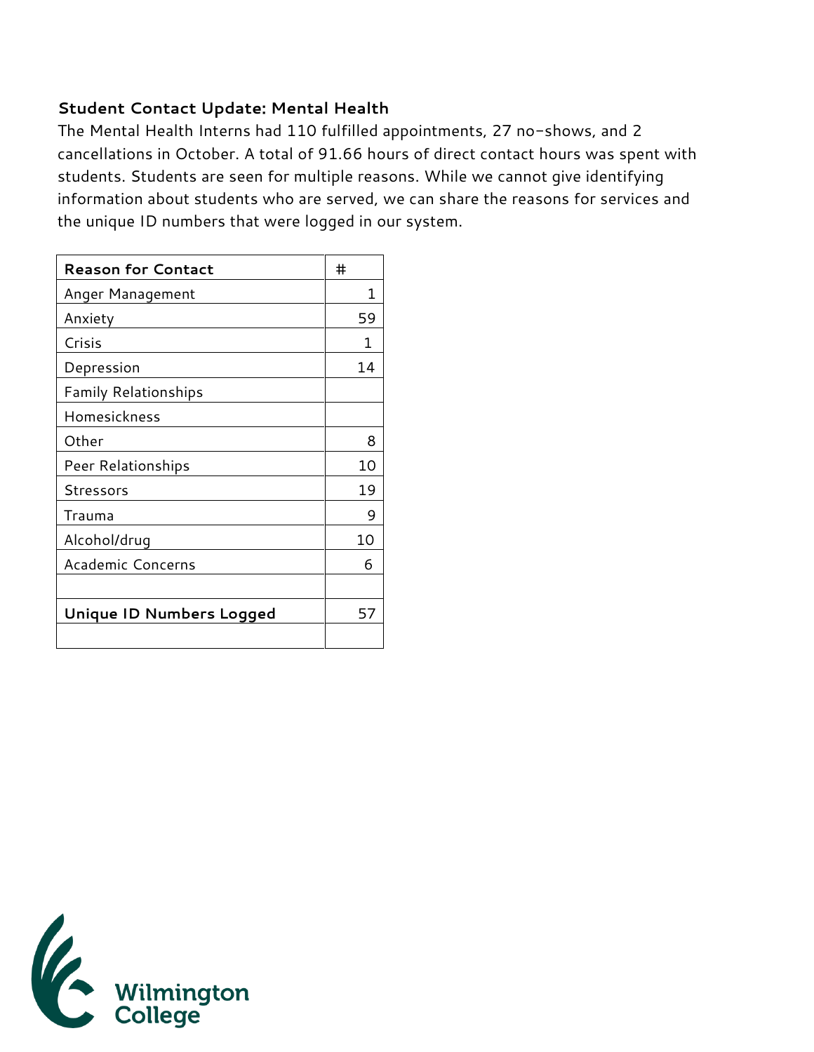### Student Contact Update: Mental Health

The Mental Health Interns had 110 fulfilled appointments, 27 no-shows, and 2 cancellations in October. A total of 91.66 hours of direct contact hours was spent with students. Students are seen for multiple reasons. While we cannot give identifying information about students who are served, we can share the reasons for services and the unique ID numbers that were logged in our system.

| **Reason for Contact** | # |
|---|---|
| Anger Management | 1 |
| Anxiety | 59 |
| Crisis | 1 |
| Depression | 14 |
| Family Relationships | |
| Homesickness | |
| Other | 8 |
| Peer Relationships | 10 |
| Stressors | 19 |
| Trauma | 9 |
| Alcohol/drug | 10 |
| Academic Concerns | 6 |
| | |
| **Unique ID Numbers Logged** | 57 |
| | |

Wilmington College